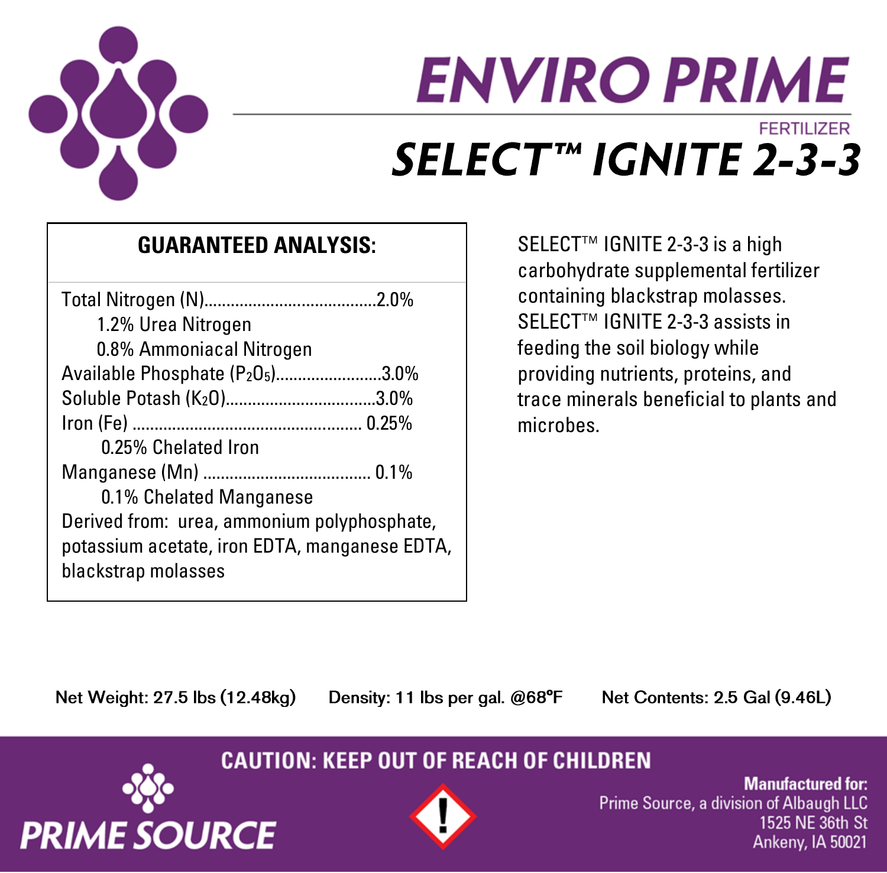# ENVIRO PRIME

FERTILIZER

# SELECT™ IGNITE 2-3-3

## GUARANTEED ANALYSIS:

Total Nitrogen (N)......................................2.0%

  1.2% Urea Nitrogen

  0.8% Ammoniacal Nitrogen

Available Phosphate ($P_2O_5$)........................3.0%

Soluble Potash ($K_2O$)..................................3.0%

Iron (Fe) .................................................... 0.25%

  0.25% Chelated Iron

Manganese (Mn) ..................................... 0.1%

  0.1% Chelated Manganese

Derived from: urea, ammonium polyphosphate, potassium acetate, iron EDTA, manganese EDTA, blackstrap molasses

SELECT™ IGNITE 2-3-3 is a high carbohydrate supplemental fertilizer containing blackstrap molasses. SELECT™ IGNITE 2-3-3 assists in feeding the soil biology while providing nutrients, proteins, and trace minerals beneficial to plants and microbes.

Net Weight: 27.5 lbs (12.48kg)  Density: 11 lbs per gal. @68°F  Net Contents: 2.5 Gal (9.46L)

**CAUTION: KEEP OUT OF REACH OF CHILDREN**

PRIME SOURCE

**Manufactured for:**
Prime Source, a division of Albaugh LLC
1525 NE 36th St
Ankeny, IA 50021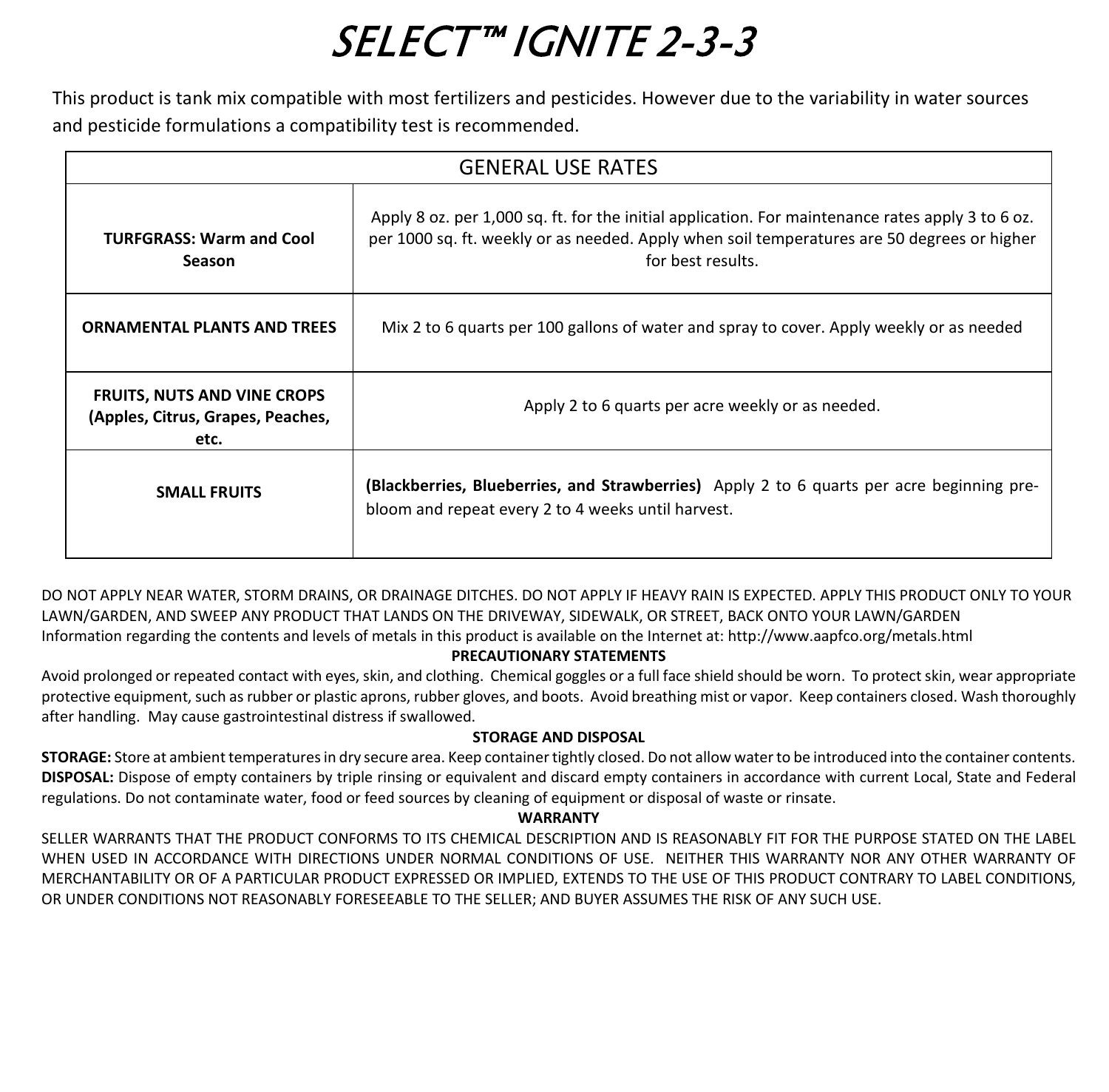# SELECT™ IGNITE 2-3-3

This product is tank mix compatible with most fertilizers and pesticides. However due to the variability in water sources and pesticide formulations a compatibility test is recommended.

| GENERAL USE RATES | |
|---|---|
| **TURFGRASS: Warm and Cool Season** | Apply 8 oz. per 1,000 sq. ft. for the initial application. For maintenance rates apply 3 to 6 oz. per 1000 sq. ft. weekly or as needed. Apply when soil temperatures are 50 degrees or higher for best results. |
| **ORNAMENTAL PLANTS AND TREES** | Mix 2 to 6 quarts per 100 gallons of water and spray to cover. Apply weekly or as needed |
| **FRUITS, NUTS AND VINE CROPS (Apples, Citrus, Grapes, Peaches, etc.** | Apply 2 to 6 quarts per acre weekly or as needed. |
| **SMALL FRUITS** | **(Blackberries, Blueberries, and Strawberries)** Apply 2 to 6 quarts per acre beginning pre-bloom and repeat every 2 to 4 weeks until harvest. |

DO NOT APPLY NEAR WATER, STORM DRAINS, OR DRAINAGE DITCHES. DO NOT APPLY IF HEAVY RAIN IS EXPECTED. APPLY THIS PRODUCT ONLY TO YOUR LAWN/GARDEN, AND SWEEP ANY PRODUCT THAT LANDS ON THE DRIVEWAY, SIDEWALK, OR STREET, BACK ONTO YOUR LAWN/GARDEN
Information regarding the contents and levels of metals in this product is available on the Internet at: http://www.aapfco.org/metals.html

**PRECAUTIONARY STATEMENTS**

Avoid prolonged or repeated contact with eyes, skin, and clothing. Chemical goggles or a full face shield should be worn. To protect skin, wear appropriate protective equipment, such as rubber or plastic aprons, rubber gloves, and boots. Avoid breathing mist or vapor. Keep containers closed. Wash thoroughly after handling. May cause gastrointestinal distress if swallowed.

**STORAGE AND DISPOSAL**

**STORAGE:** Store at ambient temperatures in dry secure area. Keep container tightly closed. Do not allow water to be introduced into the container contents.
**DISPOSAL:** Dispose of empty containers by triple rinsing or equivalent and discard empty containers in accordance with current Local, State and Federal regulations. Do not contaminate water, food or feed sources by cleaning of equipment or disposal of waste or rinsate.

**WARRANTY**

SELLER WARRANTS THAT THE PRODUCT CONFORMS TO ITS CHEMICAL DESCRIPTION AND IS REASONABLY FIT FOR THE PURPOSE STATED ON THE LABEL WHEN USED IN ACCORDANCE WITH DIRECTIONS UNDER NORMAL CONDITIONS OF USE. NEITHER THIS WARRANTY NOR ANY OTHER WARRANTY OF MERCHANTABILITY OR OF A PARTICULAR PRODUCT EXPRESSED OR IMPLIED, EXTENDS TO THE USE OF THIS PRODUCT CONTRARY TO LABEL CONDITIONS, OR UNDER CONDITIONS NOT REASONABLY FORESEEABLE TO THE SELLER; AND BUYER ASSUMES THE RISK OF ANY SUCH USE.